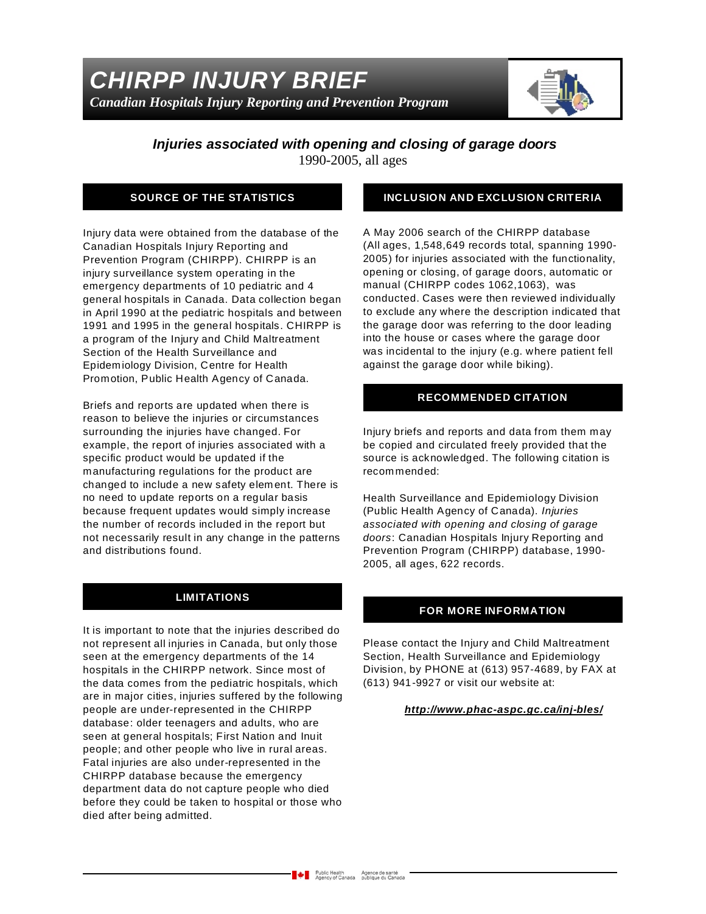# CHIRPP INJURY BRIEF

*Canadian Hospitals Injury Reporting and Prevention Program*

## *Injuries associated with opening and closing of garage doors*

1990-2005, all ages

### SOURCE OF THE STATISTICS

Injury data were obtained from the database of the Canadian Hospitals Injury Reporting and Prevention Program (CHIRPP). CHIRPP is an injury surveillance system operating in the emergency departments of 10 pediatric and 4 general hospitals in Canada. Data collection began in April 1990 at the pediatric hospitals and between 1991 and 1995 in the general hospitals. CHIRPP is a program of the Injury and Child Maltreatment Section of the Health Surveillance and Epidemiology Division, Centre for Health Promotion, Public Health Agency of Canada.

Briefs and reports are updated when there is reason to believe the injuries or circumstances surrounding the injuries have changed. For example, the report of injuries associated with a specific product would be updated if the manufacturing regulations for the product are changed to include a new safety element. There is no need to update reports on a regular basis because frequent updates would simply increase the number of records included in the report but not necessarily result in any change in the patterns and distributions found.

### LIMITATIONS

It is important to note that the injuries described do not represent all injuries in Canada, but only those seen at the emergency departments of the 14 hospitals in the CHIRPP network. Since most of the data comes from the pediatric hospitals, which are in major cities, injuries suffered by the following people are under-represented in the CHIRPP database: older teenagers and adults, who are seen at general hospitals; First Nation and Inuit people; and other people who live in rural areas. Fatal injuries are also under-represented in the CHIRPP database because the emergency department data do not capture people who died before they could be taken to hospital or those who died after being admitted.

### INCLUSION AND EXCLUSION CRITERIA

A May 2006 search of the CHIRPP database (All ages, 1,548,649 records total, spanning 1990-2005) for injuries associated with the functionality, opening or closing, of garage doors, automatic or manual (CHIRPP codes 1062,1063), was conducted. Cases were then reviewed individually to exclude any where the description indicated that the garage door was referring to the door leading into the house or cases where the garage door was incidental to the injury (e.g. where patient fell against the garage door while biking).

### RECOMMENDED CITATION

Injury briefs and reports and data from them may be copied and circulated freely provided that the source is acknowledged. The following citation is recommended:

Health Surveillance and Epidemiology Division (Public Health Agency of Canada). *Injuries associated with opening and closing of garage doors*: Canadian Hospitals Injury Reporting and Prevention Program (CHIRPP) database, 1990-2005, all ages, 622 records.

### FOR MORE INFORMATION

Please contact the Injury and Child Maltreatment Section, Health Surveillance and Epidemiology Division, by PHONE at (613) 957-4689, by FAX at (613) 941-9927 or visit our website at:

***http://www.phac-aspc.gc.ca/inj-bles/***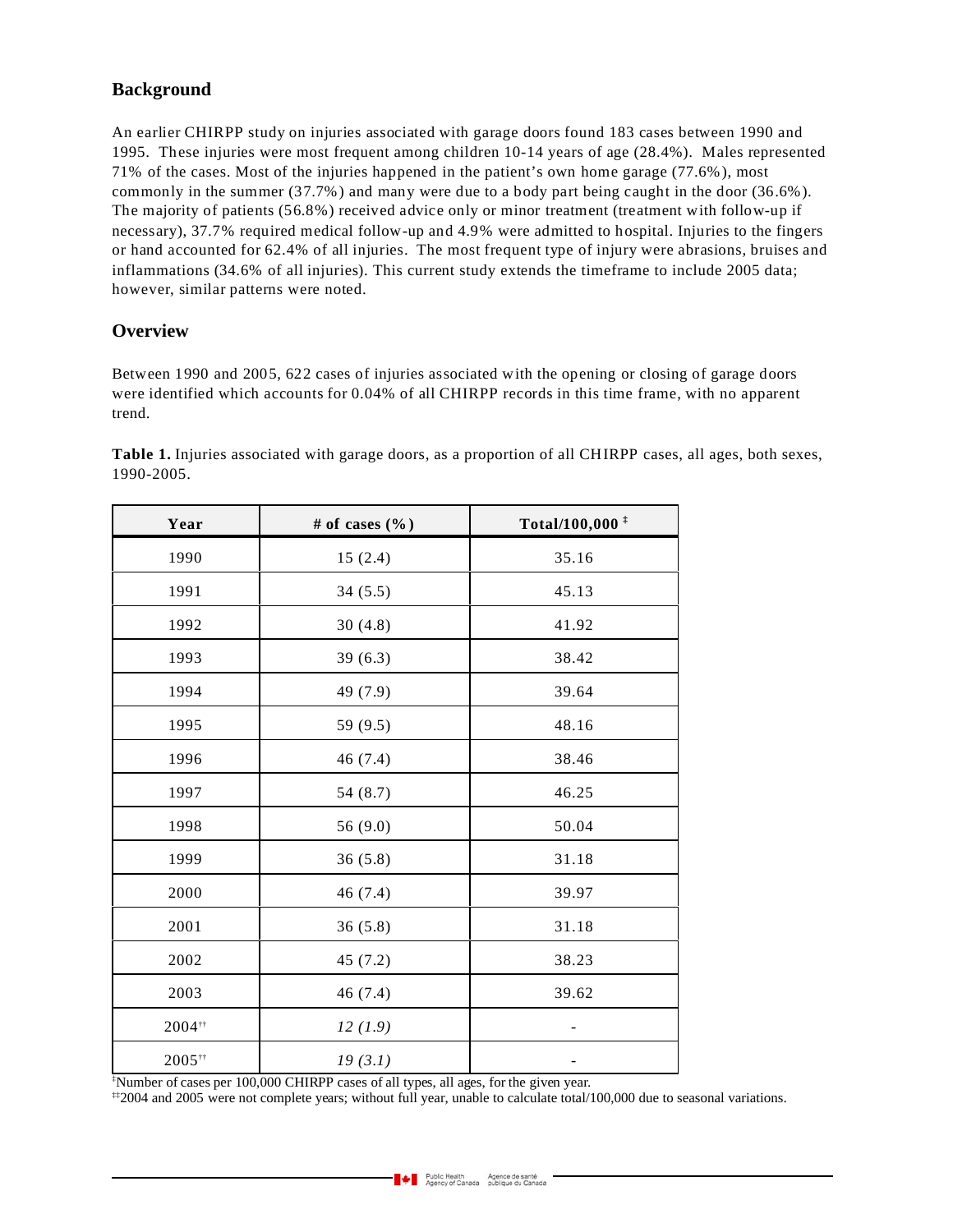## Background

An earlier CHIRPP study on injuries associated with garage doors found 183 cases between 1990 and 1995. These injuries were most frequent among children 10-14 years of age (28.4%). Males represented 71% of the cases. Most of the injuries happened in the patient's own home garage (77.6%), most commonly in the summer (37.7%) and many were due to a body part being caught in the door (36.6%). The majority of patients (56.8%) received advice only or minor treatment (treatment with follow-up if necessary), 37.7% required medical follow-up and 4.9% were admitted to hospital. Injuries to the fingers or hand accounted for 62.4% of all injuries. The most frequent type of injury were abrasions, bruises and inflammations (34.6% of all injuries). This current study extends the timeframe to include 2005 data; however, similar patterns were noted.

## Overview

Between 1990 and 2005, 622 cases of injuries associated with the opening or closing of garage doors were identified which accounts for 0.04% of all CHIRPP records in this time frame, with no apparent trend.

**Table 1.** Injuries associated with garage doors, as a proportion of all CHIRPP cases, all ages, both sexes, 1990-2005.

| Year | # of cases (%) | Total/100,000 ‡ |
|---|---|---|
| 1990 | 15 (2.4) | 35.16 |
| 1991 | 34 (5.5) | 45.13 |
| 1992 | 30 (4.8) | 41.92 |
| 1993 | 39 (6.3) | 38.42 |
| 1994 | 49 (7.9) | 39.64 |
| 1995 | 59 (9.5) | 48.16 |
| 1996 | 46 (7.4) | 38.46 |
| 1997 | 54 (8.7) | 46.25 |
| 1998 | 56 (9.0) | 50.04 |
| 1999 | 36 (5.8) | 31.18 |
| 2000 | 46 (7.4) | 39.97 |
| 2001 | 36 (5.8) | 31.18 |
| 2002 | 45 (7.2) | 38.23 |
| 2003 | 46 (7.4) | 39.62 |
| 2004 ‡‡ | *12 (1.9)* | - |
| 2005 ‡‡ | *19 (3.1)* | - |

‡ Number of cases per 100,000 CHIRPP cases of all types, all ages, for the given year.

‡‡ 2004 and 2005 were not complete years; without full year, unable to calculate total/100,000 due to seasonal variations.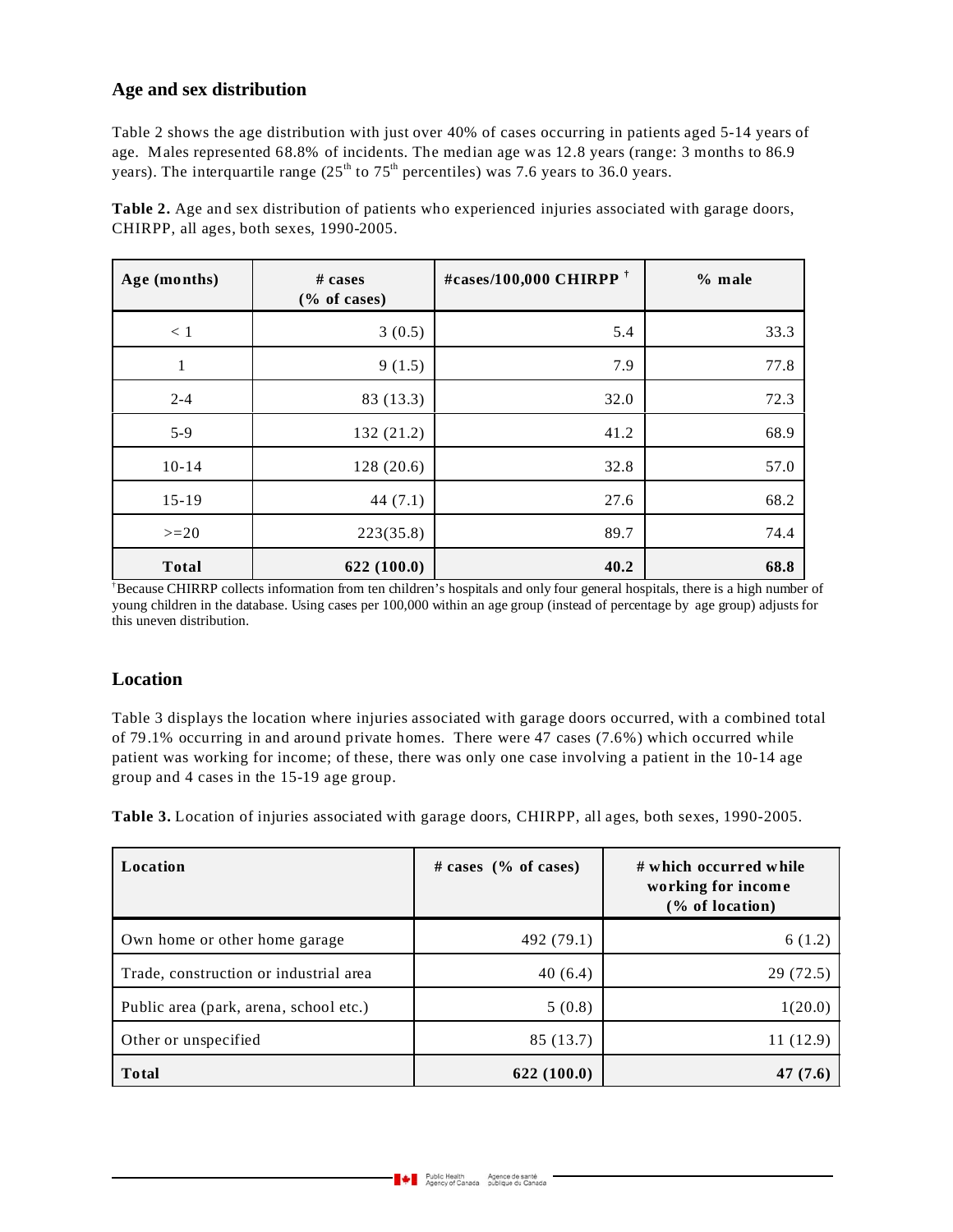## Age and sex distribution

Table 2 shows the age distribution with just over 40% of cases occurring in patients aged 5-14 years of age. Males represented 68.8% of incidents. The median age was 12.8 years (range: 3 months to 86.9 years). The interquartile range ($25^{th}$ to $75^{th}$ percentiles) was 7.6 years to 36.0 years.

**Table 2.** Age and sex distribution of patients who experienced injuries associated with garage doors, CHIRPP, all ages, both sexes, 1990-2005.

| Age (months) | # cases (% of cases) | #cases/100,000 CHIRPP † | % male |
|---|---|---|---|
| < 1 | 3 (0.5) | 5.4 | 33.3 |
| 1 | 9 (1.5) | 7.9 | 77.8 |
| 2-4 | 83 (13.3) | 32.0 | 72.3 |
| 5-9 | 132 (21.2) | 41.2 | 68.9 |
| 10-14 | 128 (20.6) | 32.8 | 57.0 |
| 15-19 | 44 (7.1) | 27.6 | 68.2 |
| >=20 | 223(35.8) | 89.7 | 74.4 |
| **Total** | **622 (100.0)** | **40.2** | **68.8** |

†Because CHIRRP collects information from ten children's hospitals and only four general hospitals, there is a high number of young children in the database. Using cases per 100,000 within an age group (instead of percentage by age group) adjusts for this uneven distribution.

## Location

Table 3 displays the location where injuries associated with garage doors occurred, with a combined total of 79.1% occurring in and around private homes. There were 47 cases (7.6%) which occurred while patient was working for income; of these, there was only one case involving a patient in the 10-14 age group and 4 cases in the 15-19 age group.

**Table 3.** Location of injuries associated with garage doors, CHIRPP, all ages, both sexes, 1990-2005.

| Location | # cases (% of cases) | # which occurred while working for income (% of location) |
|---|---|---|
| Own home or other home garage | 492 (79.1) | 6 (1.2) |
| Trade, construction or industrial area | 40 (6.4) | 29 (72.5) |
| Public area (park, arena, school etc.) | 5 (0.8) | 1(20.0) |
| Other or unspecified | 85 (13.7) | 11 (12.9) |
| **Total** | **622 (100.0)** | **47 (7.6)** |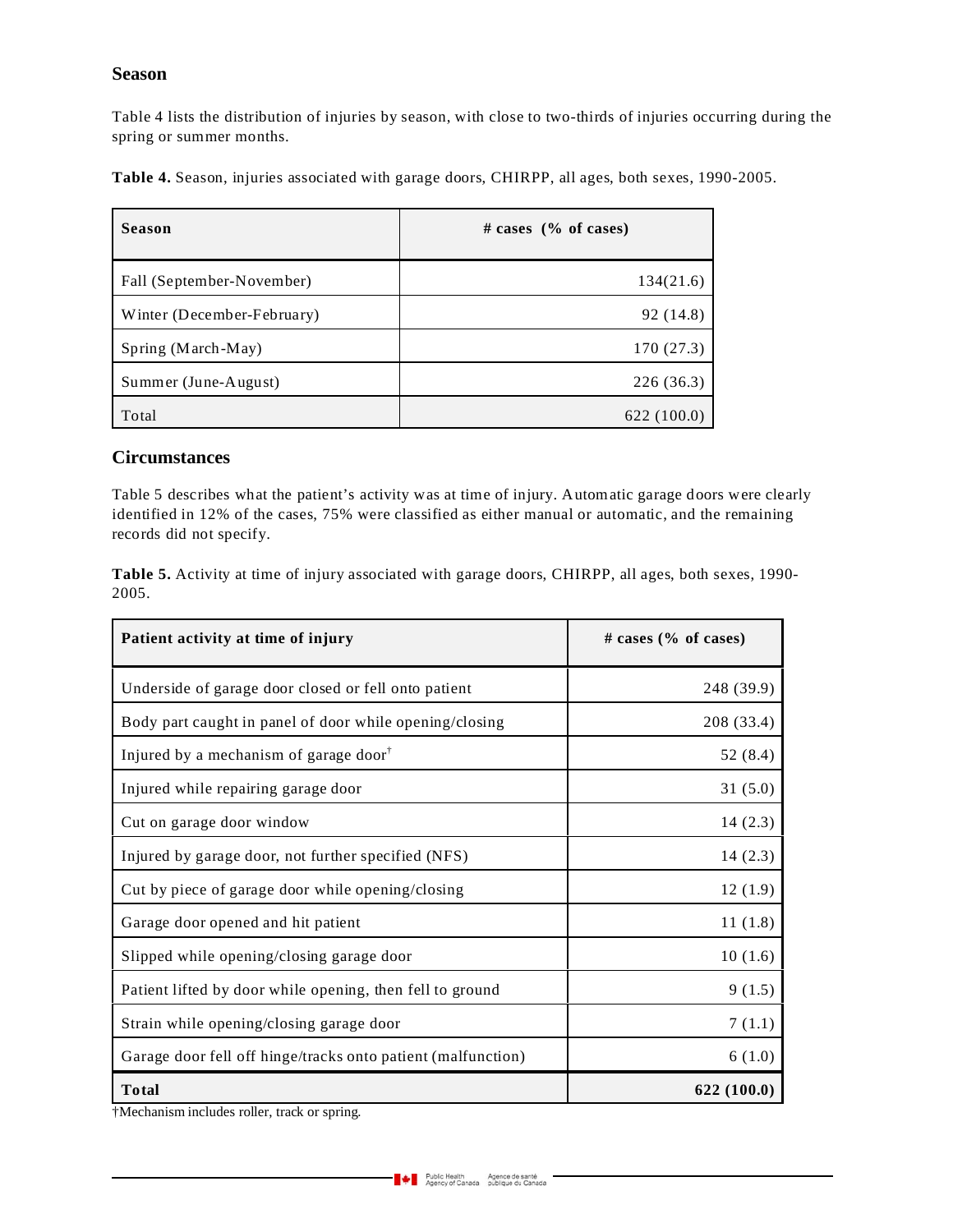## Season

Table 4 lists the distribution of injuries by season, with close to two-thirds of injuries occurring during the spring or summer months.

**Table 4.** Season, injuries associated with garage doors, CHIRPP, all ages, both sexes, 1990-2005.

| Season | # cases (% of cases) |
|---|---|
| Fall (September-November) | 134(21.6) |
| Winter (December-February) | 92 (14.8) |
| Spring (March-May) | 170 (27.3) |
| Summer (June-August) | 226 (36.3) |
| Total | 622 (100.0) |

## Circumstances

Table 5 describes what the patient's activity was at time of injury. Automatic garage doors were clearly identified in 12% of the cases, 75% were classified as either manual or automatic, and the remaining records did not specify.

**Table 5.** Activity at time of injury associated with garage doors, CHIRPP, all ages, both sexes, 1990-2005.

| Patient activity at time of injury | # cases (% of cases) |
|---|---|
| Underside of garage door closed or fell onto patient | 248 (39.9) |
| Body part caught in panel of door while opening/closing | 208 (33.4) |
| Injured by a mechanism of garage door† | 52 (8.4) |
| Injured while repairing garage door | 31 (5.0) |
| Cut on garage door window | 14 (2.3) |
| Injured by garage door, not further specified (NFS) | 14 (2.3) |
| Cut by piece of garage door while opening/closing | 12 (1.9) |
| Garage door opened and hit patient | 11 (1.8) |
| Slipped while opening/closing garage door | 10 (1.6) |
| Patient lifted by door while opening, then fell to ground | 9 (1.5) |
| Strain while opening/closing garage door | 7 (1.1) |
| Garage door fell off hinge/tracks onto patient (malfunction) | 6 (1.0) |
| **Total** | **622 (100.0)** |

†Mechanism includes roller, track or spring.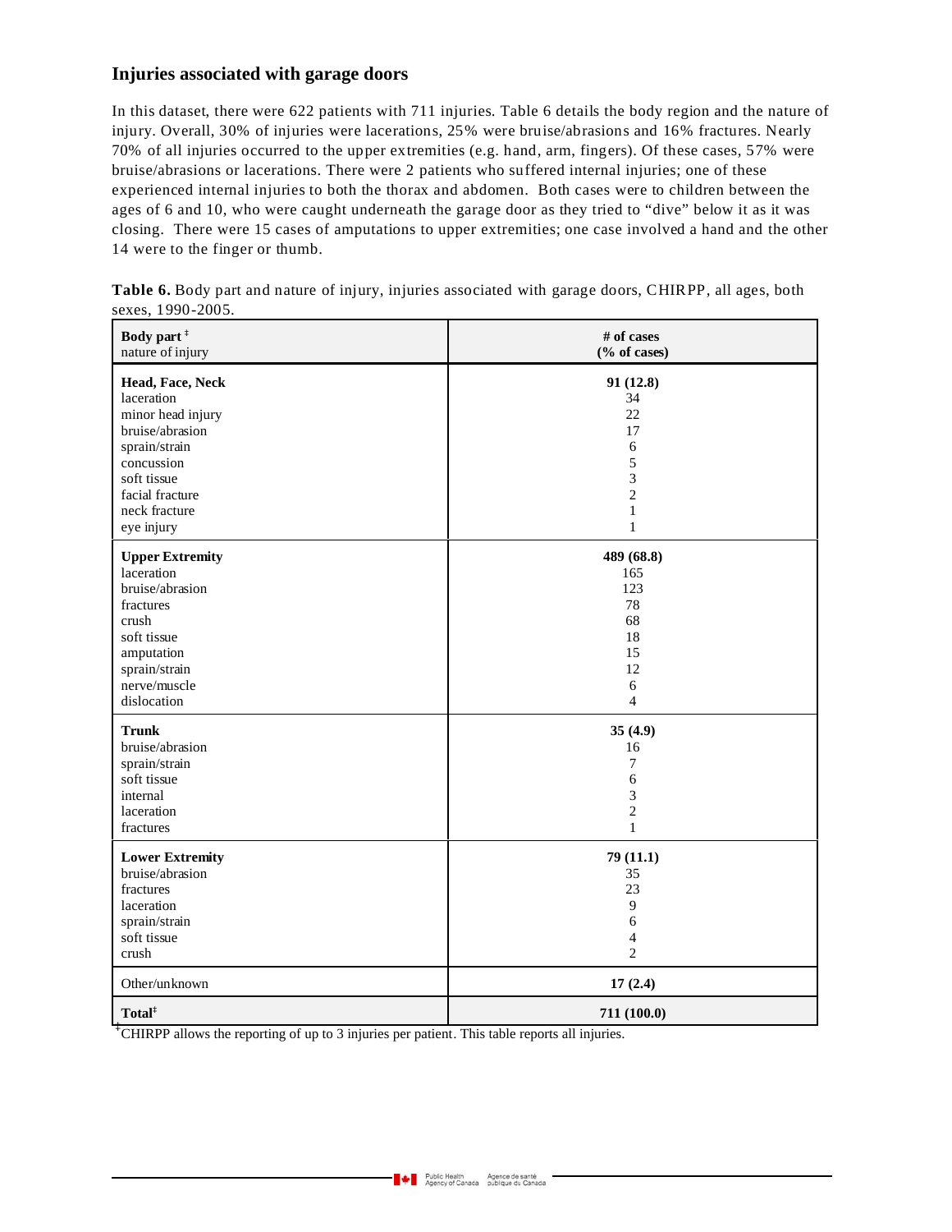## Injuries associated with garage doors

In this dataset, there were 622 patients with 711 injuries. Table 6 details the body region and the nature of injury. Overall, 30% of injuries were lacerations, 25% were bruise/abrasions and 16% fractures. Nearly 70% of all injuries occurred to the upper extremities (e.g. hand, arm, fingers). Of these cases, 57% were bruise/abrasions or lacerations. There were 2 patients who suffered internal injuries; one of these experienced internal injuries to both the thorax and abdomen. Both cases were to children between the ages of 6 and 10, who were caught underneath the garage door as they tried to "dive" below it as it was closing. There were 15 cases of amputations to upper extremities; one case involved a hand and the other 14 were to the finger or thumb.

**Table 6.** Body part and nature of injury, injuries associated with garage doors, CHIRPP, all ages, both sexes, 1990-2005.

| **Body part** [‡] nature of injury | **# of cases (% of cases)** |
|---|---|
| **Head, Face, Neck** | **91 (12.8)** |
| laceration | 34 |
| minor head injury | 22 |
| bruise/abrasion | 17 |
| sprain/strain | 6 |
| concussion | 5 |
| soft tissue | 3 |
| facial fracture | 2 |
| neck fracture | 1 |
| eye injury | 1 |
| **Upper Extremity** | **489 (68.8)** |
| laceration | 165 |
| bruise/abrasion | 123 |
| fractures | 78 |
| crush | 68 |
| soft tissue | 18 |
| amputation | 15 |
| sprain/strain | 12 |
| nerve/muscle | 6 |
| dislocation | 4 |
| **Trunk** | **35 (4.9)** |
| bruise/abrasion | 16 |
| sprain/strain | 7 |
| soft tissue | 6 |
| internal | 3 |
| laceration | 2 |
| fractures | 1 |
| **Lower Extremity** | **79 (11.1)** |
| bruise/abrasion | 35 |
| fractures | 23 |
| laceration | 9 |
| sprain/strain | 6 |
| soft tissue | 4 |
| crush | 2 |
| Other/unknown | **17 (2.4)** |
| **Total**[‡] | **711 (100.0)** |

[‡]CHIRPP allows the reporting of up to 3 injuries per patient. This table reports all injuries.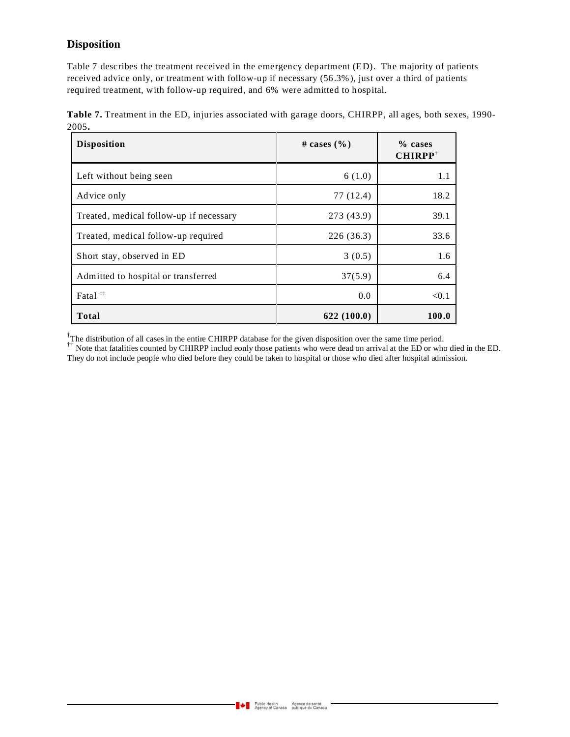## Disposition

Table 7 describes the treatment received in the emergency department (ED). The majority of patients received advice only, or treatment with follow-up if necessary (56.3%), just over a third of patients required treatment, with follow-up required, and 6% were admitted to hospital.

**Table 7.** Treatment in the ED, injuries associated with garage doors, CHIRPP, all ages, both sexes, 1990-2005**.**

| Disposition | # cases (%) | % cases CHIRPP[†] |
|---|---|---|
| Left without being seen | 6 (1.0) | 1.1 |
| Advice only | 77 (12.4) | 18.2 |
| Treated, medical follow-up if necessary | 273 (43.9) | 39.1 |
| Treated, medical follow-up required | 226 (36.3) | 33.6 |
| Short stay, observed in ED | 3 (0.5) | 1.6 |
| Admitted to hospital or transferred | 37(5.9) | 6.4 |
| Fatal [‡‡] | 0.0 | <0.1 |
| **Total** | **622 (100.0)** | **100.0** |

[†]The distribution of all cases in the entire CHIRPP database for the given disposition over the same time period.
[††] Note that fatalities counted by CHIRPP includ eonly those patients who were dead on arrival at the ED or who died in the ED. They do not include people who died before they could be taken to hospital or those who died after hospital admission.